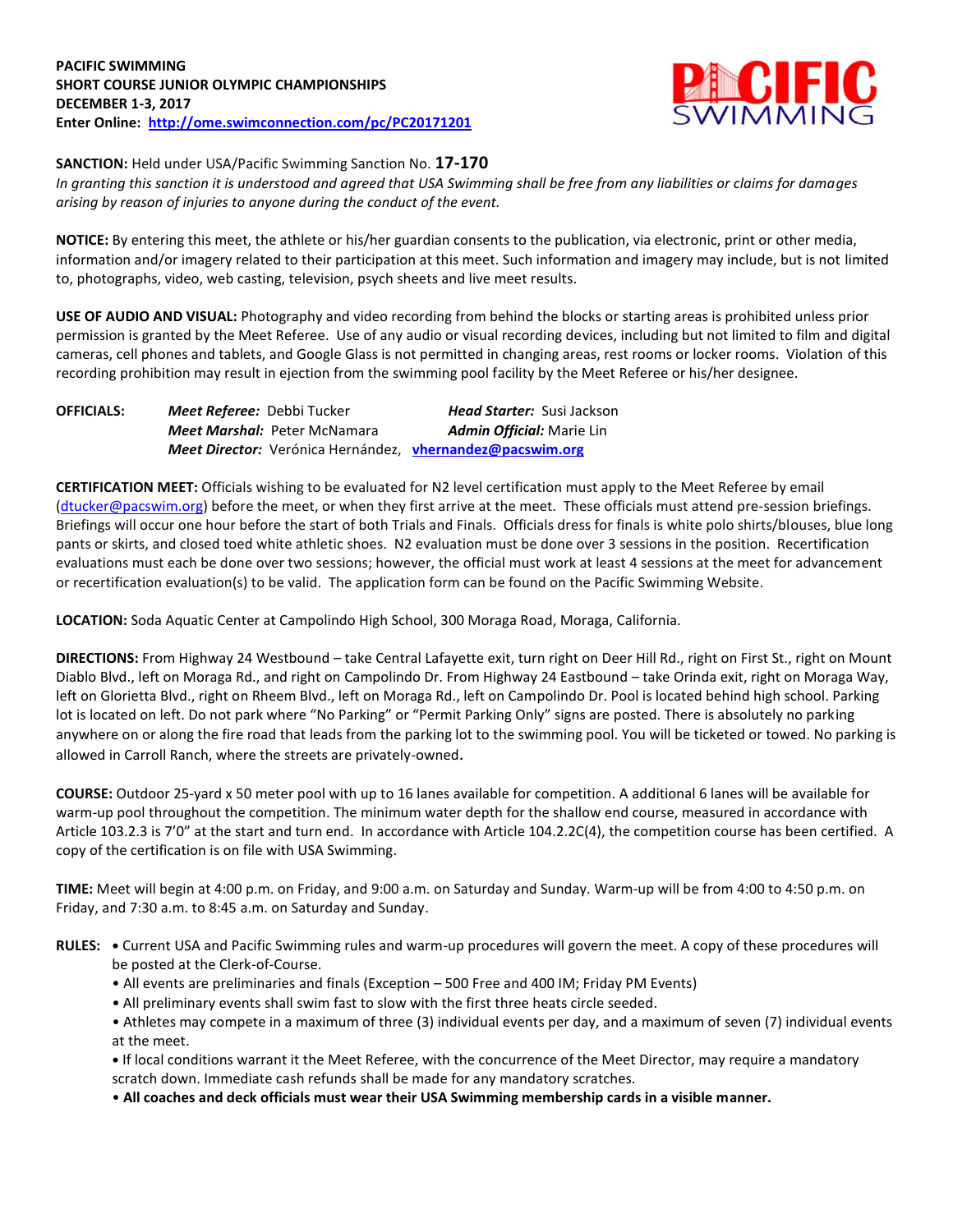**PACIFIC SWIMMING**
**SHORT COURSE JUNIOR OLYMPIC CHAMPIONSHIPS**
**DECEMBER 1-3, 2017**
**Enter Online: http://ome.swimconnection.com/pc/PC20171201**

**SANCTION:** Held under USA/Pacific Swimming Sanction No. **17-170**
*In granting this sanction it is understood and agreed that USA Swimming shall be free from any liabilities or claims for damages arising by reason of injuries to anyone during the conduct of the event.*

**NOTICE:** By entering this meet, the athlete or his/her guardian consents to the publication, via electronic, print or other media, information and/or imagery related to their participation at this meet. Such information and imagery may include, but is not limited to, photographs, video, web casting, television, psych sheets and live meet results.

**USE OF AUDIO AND VISUAL:** Photography and video recording from behind the blocks or starting areas is prohibited unless prior permission is granted by the Meet Referee. Use of any audio or visual recording devices, including but not limited to film and digital cameras, cell phones and tablets, and Google Glass is not permitted in changing areas, rest rooms or locker rooms. Violation of this recording prohibition may result in ejection from the swimming pool facility by the Meet Referee or his/her designee.

**OFFICIALS:** *Meet Referee:* Debbi Tucker — *Head Starter:* Susi Jackson
*Meet Marshal:* Peter McNamara — *Admin Official:* Marie Lin
*Meet Director:* Verónica Hernández, **vhernandez@pacswim.org**

**CERTIFICATION MEET:** Officials wishing to be evaluated for N2 level certification must apply to the Meet Referee by email (dtucker@pacswim.org) before the meet, or when they first arrive at the meet. These officials must attend pre-session briefings. Briefings will occur one hour before the start of both Trials and Finals. Officials dress for finals is white polo shirts/blouses, blue long pants or skirts, and closed toed white athletic shoes. N2 evaluation must be done over 3 sessions in the position. Recertification evaluations must each be done over two sessions; however, the official must work at least 4 sessions at the meet for advancement or recertification evaluation(s) to be valid. The application form can be found on the Pacific Swimming Website.

**LOCATION:** Soda Aquatic Center at Campolindo High School, 300 Moraga Road, Moraga, California.

**DIRECTIONS:** From Highway 24 Westbound – take Central Lafayette exit, turn right on Deer Hill Rd., right on First St., right on Mount Diablo Blvd., left on Moraga Rd., and right on Campolindo Dr. From Highway 24 Eastbound – take Orinda exit, right on Moraga Way, left on Glorietta Blvd., right on Rheem Blvd., left on Moraga Rd., left on Campolindo Dr. Pool is located behind high school. Parking lot is located on left. Do not park where "No Parking" or "Permit Parking Only" signs are posted. There is absolutely no parking anywhere on or along the fire road that leads from the parking lot to the swimming pool. You will be ticketed or towed. No parking is allowed in Carroll Ranch, where the streets are privately-owned.

**COURSE:** Outdoor 25-yard x 50 meter pool with up to 16 lanes available for competition. A additional 6 lanes will be available for warm-up pool throughout the competition. The minimum water depth for the shallow end course, measured in accordance with Article 103.2.3 is 7'0" at the start and turn end. In accordance with Article 104.2.2C(4), the competition course has been certified. A copy of the certification is on file with USA Swimming.

**TIME:** Meet will begin at 4:00 p.m. on Friday, and 9:00 a.m. on Saturday and Sunday. Warm-up will be from 4:00 to 4:50 p.m. on Friday, and 7:30 a.m. to 8:45 a.m. on Saturday and Sunday.

**RULES:**
- Current USA and Pacific Swimming rules and warm-up procedures will govern the meet. A copy of these procedures will be posted at the Clerk-of-Course.
- All events are preliminaries and finals (Exception – 500 Free and 400 IM; Friday PM Events)
- All preliminary events shall swim fast to slow with the first three heats circle seeded.
- Athletes may compete in a maximum of three (3) individual events per day, and a maximum of seven (7) individual events at the meet.
- If local conditions warrant it the Meet Referee, with the concurrence of the Meet Director, may require a mandatory scratch down. Immediate cash refunds shall be made for any mandatory scratches.
- **All coaches and deck officials must wear their USA Swimming membership cards in a visible manner.**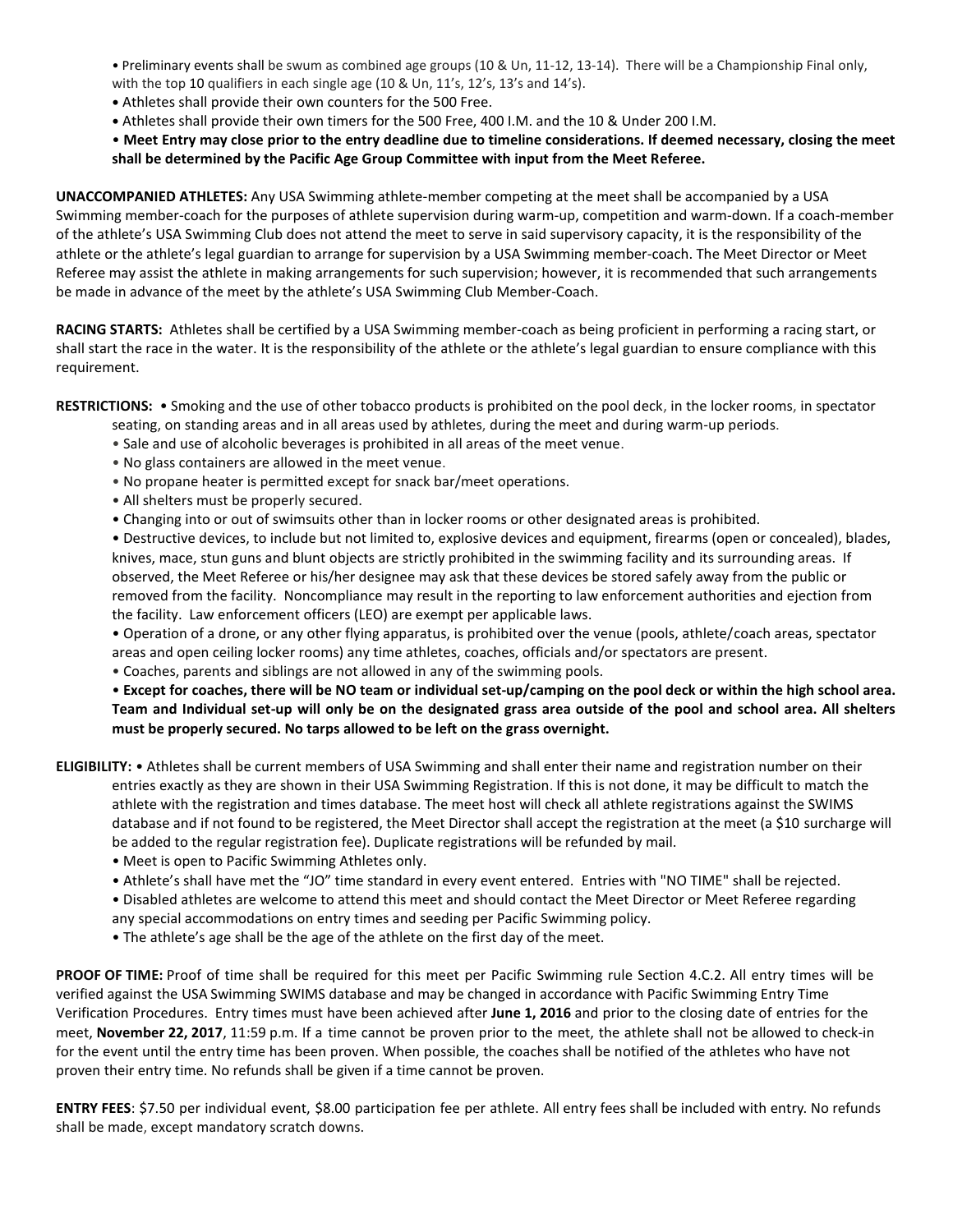- Preliminary events shall be swum as combined age groups (10 & Un, 11-12, 13-14). There will be a Championship Final only, with the top 10 qualifiers in each single age (10 & Un, 11's, 12's, 13's and 14's).
- Athletes shall provide their own counters for the 500 Free.
- Athletes shall provide their own timers for the 500 Free, 400 I.M. and the 10 & Under 200 I.M.
- **Meet Entry may close prior to the entry deadline due to timeline considerations. If deemed necessary, closing the meet shall be determined by the Pacific Age Group Committee with input from the Meet Referee.**

**UNACCOMPANIED ATHLETES:** Any USA Swimming athlete-member competing at the meet shall be accompanied by a USA Swimming member-coach for the purposes of athlete supervision during warm-up, competition and warm-down. If a coach-member of the athlete's USA Swimming Club does not attend the meet to serve in said supervisory capacity, it is the responsibility of the athlete or the athlete's legal guardian to arrange for supervision by a USA Swimming member-coach. The Meet Director or Meet Referee may assist the athlete in making arrangements for such supervision; however, it is recommended that such arrangements be made in advance of the meet by the athlete's USA Swimming Club Member-Coach.

**RACING STARTS:** Athletes shall be certified by a USA Swimming member-coach as being proficient in performing a racing start, or shall start the race in the water. It is the responsibility of the athlete or the athlete's legal guardian to ensure compliance with this requirement.

**RESTRICTIONS:**
- Smoking and the use of other tobacco products is prohibited on the pool deck, in the locker rooms, in spectator seating, on standing areas and in all areas used by athletes, during the meet and during warm-up periods.
- Sale and use of alcoholic beverages is prohibited in all areas of the meet venue.
- No glass containers are allowed in the meet venue.
- No propane heater is permitted except for snack bar/meet operations.
- All shelters must be properly secured.
- Changing into or out of swimsuits other than in locker rooms or other designated areas is prohibited.
- Destructive devices, to include but not limited to, explosive devices and equipment, firearms (open or concealed), blades, knives, mace, stun guns and blunt objects are strictly prohibited in the swimming facility and its surrounding areas. If observed, the Meet Referee or his/her designee may ask that these devices be stored safely away from the public or removed from the facility. Noncompliance may result in the reporting to law enforcement authorities and ejection from the facility. Law enforcement officers (LEO) are exempt per applicable laws.
- Operation of a drone, or any other flying apparatus, is prohibited over the venue (pools, athlete/coach areas, spectator areas and open ceiling locker rooms) any time athletes, coaches, officials and/or spectators are present.
- Coaches, parents and siblings are not allowed in any of the swimming pools.
- **Except for coaches, there will be NO team or individual set-up/camping on the pool deck or within the high school area. Team and Individual set-up will only be on the designated grass area outside of the pool and school area. All shelters must be properly secured. No tarps allowed to be left on the grass overnight.**

**ELIGIBILITY:**
- Athletes shall be current members of USA Swimming and shall enter their name and registration number on their entries exactly as they are shown in their USA Swimming Registration. If this is not done, it may be difficult to match the athlete with the registration and times database. The meet host will check all athlete registrations against the SWIMS database and if not found to be registered, the Meet Director shall accept the registration at the meet (a $10 surcharge will be added to the regular registration fee). Duplicate registrations will be refunded by mail.
- Meet is open to Pacific Swimming Athletes only.
- Athlete's shall have met the "JO" time standard in every event entered. Entries with "NO TIME" shall be rejected.
- Disabled athletes are welcome to attend this meet and should contact the Meet Director or Meet Referee regarding any special accommodations on entry times and seeding per Pacific Swimming policy.
- The athlete's age shall be the age of the athlete on the first day of the meet.

**PROOF OF TIME:** Proof of time shall be required for this meet per Pacific Swimming rule Section 4.C.2. All entry times will be verified against the USA Swimming SWIMS database and may be changed in accordance with Pacific Swimming Entry Time Verification Procedures. Entry times must have been achieved after **June 1, 2016** and prior to the closing date of entries for the meet, **November 22, 2017**, 11:59 p.m. If a time cannot be proven prior to the meet, the athlete shall not be allowed to check-in for the event until the entry time has been proven. When possible, the coaches shall be notified of the athletes who have not proven their entry time. No refunds shall be given if a time cannot be proven.

**ENTRY FEES**: $7.50 per individual event, $8.00 participation fee per athlete. All entry fees shall be included with entry. No refunds shall be made, except mandatory scratch downs.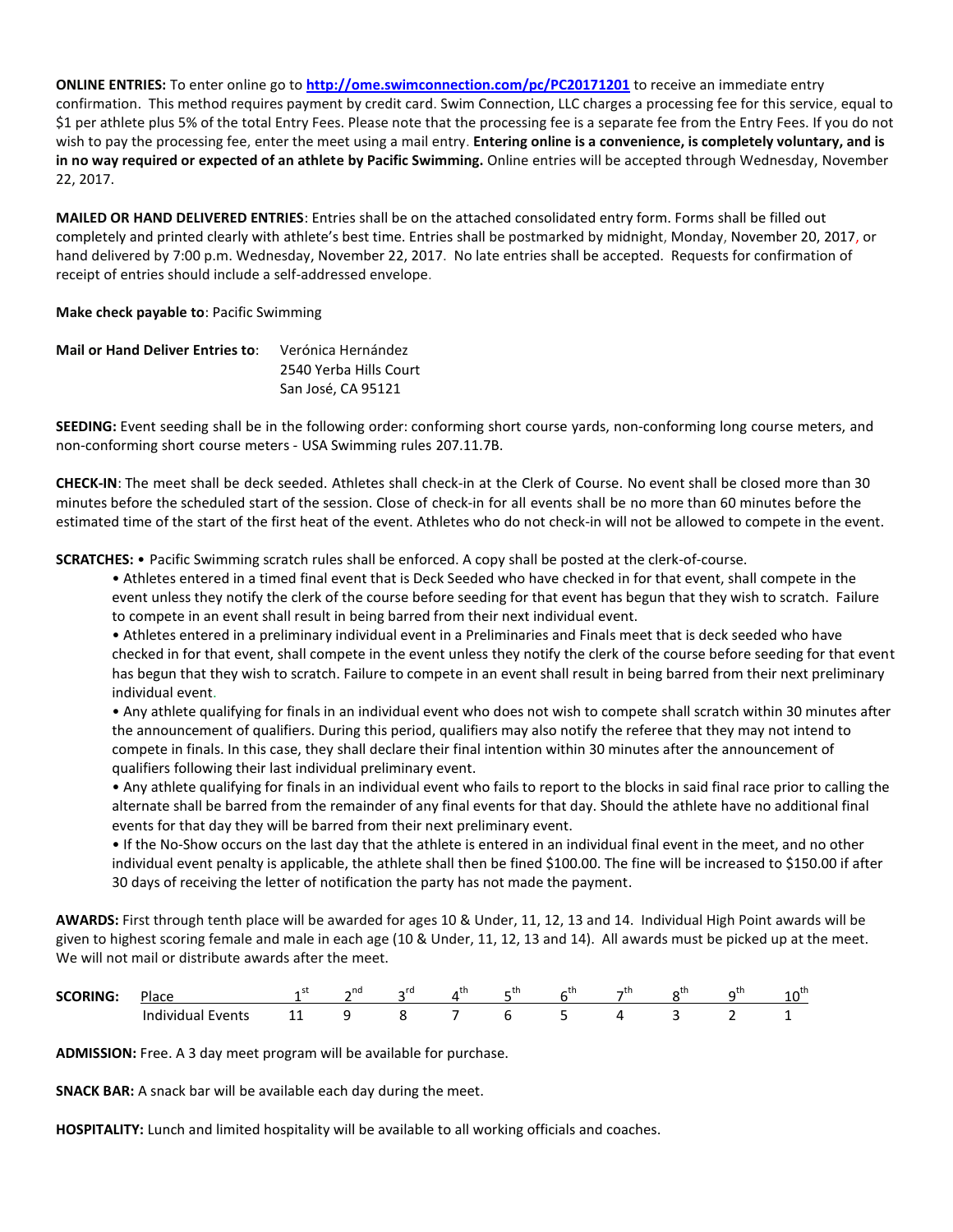**ONLINE ENTRIES:** To enter online go to **http://ome.swimconnection.com/pc/PC20171201** to receive an immediate entry confirmation. This method requires payment by credit card. Swim Connection, LLC charges a processing fee for this service, equal to $1 per athlete plus 5% of the total Entry Fees. Please note that the processing fee is a separate fee from the Entry Fees. If you do not wish to pay the processing fee, enter the meet using a mail entry. **Entering online is a convenience, is completely voluntary, and is in no way required or expected of an athlete by Pacific Swimming.** Online entries will be accepted through Wednesday, November 22, 2017.

**MAILED OR HAND DELIVERED ENTRIES**: Entries shall be on the attached consolidated entry form. Forms shall be filled out completely and printed clearly with athlete's best time. Entries shall be postmarked by midnight, Monday, November 20, 2017, or hand delivered by 7:00 p.m. Wednesday, November 22, 2017. No late entries shall be accepted. Requests for confirmation of receipt of entries should include a self-addressed envelope.

**Make check payable to**: Pacific Swimming

**Mail or Hand Deliver Entries to**: Verónica Hernández
2540 Yerba Hills Court
San José, CA 95121

**SEEDING:** Event seeding shall be in the following order: conforming short course yards, non-conforming long course meters, and non-conforming short course meters - USA Swimming rules 207.11.7B.

**CHECK-IN**: The meet shall be deck seeded. Athletes shall check-in at the Clerk of Course. No event shall be closed more than 30 minutes before the scheduled start of the session. Close of check-in for all events shall be no more than 60 minutes before the estimated time of the start of the first heat of the event. Athletes who do not check-in will not be allowed to compete in the event.

**SCRATCHES:** • Pacific Swimming scratch rules shall be enforced. A copy shall be posted at the clerk-of-course.

- Athletes entered in a timed final event that is Deck Seeded who have checked in for that event, shall compete in the event unless they notify the clerk of the course before seeding for that event has begun that they wish to scratch. Failure to compete in an event shall result in being barred from their next individual event.
- Athletes entered in a preliminary individual event in a Preliminaries and Finals meet that is deck seeded who have checked in for that event, shall compete in the event unless they notify the clerk of the course before seeding for that event has begun that they wish to scratch. Failure to compete in an event shall result in being barred from their next preliminary individual event.
- Any athlete qualifying for finals in an individual event who does not wish to compete shall scratch within 30 minutes after the announcement of qualifiers. During this period, qualifiers may also notify the referee that they may not intend to compete in finals. In this case, they shall declare their final intention within 30 minutes after the announcement of qualifiers following their last individual preliminary event.
- Any athlete qualifying for finals in an individual event who fails to report to the blocks in said final race prior to calling the alternate shall be barred from the remainder of any final events for that day. Should the athlete have no additional final events for that day they will be barred from their next preliminary event.
- If the No-Show occurs on the last day that the athlete is entered in an individual final event in the meet, and no other individual event penalty is applicable, the athlete shall then be fined $100.00. The fine will be increased to $150.00 if after 30 days of receiving the letter of notification the party has not made the payment.

**AWARDS:** First through tenth place will be awarded for ages 10 & Under, 11, 12, 13 and 14. Individual High Point awards will be given to highest scoring female and male in each age (10 & Under, 11, 12, 13 and 14). All awards must be picked up at the meet. We will not mail or distribute awards after the meet.

**SCORING:**

| Place | 1st | 2nd | 3rd | 4th | 5th | 6th | 7th | 8th | 9th | 10th |
|---|---|---|---|---|---|---|---|---|---|---|
| Individual Events | 11 | 9 | 8 | 7 | 6 | 5 | 4 | 3 | 2 | 1 |

**ADMISSION:** Free. A 3 day meet program will be available for purchase.

**SNACK BAR:** A snack bar will be available each day during the meet.

**HOSPITALITY:** Lunch and limited hospitality will be available to all working officials and coaches.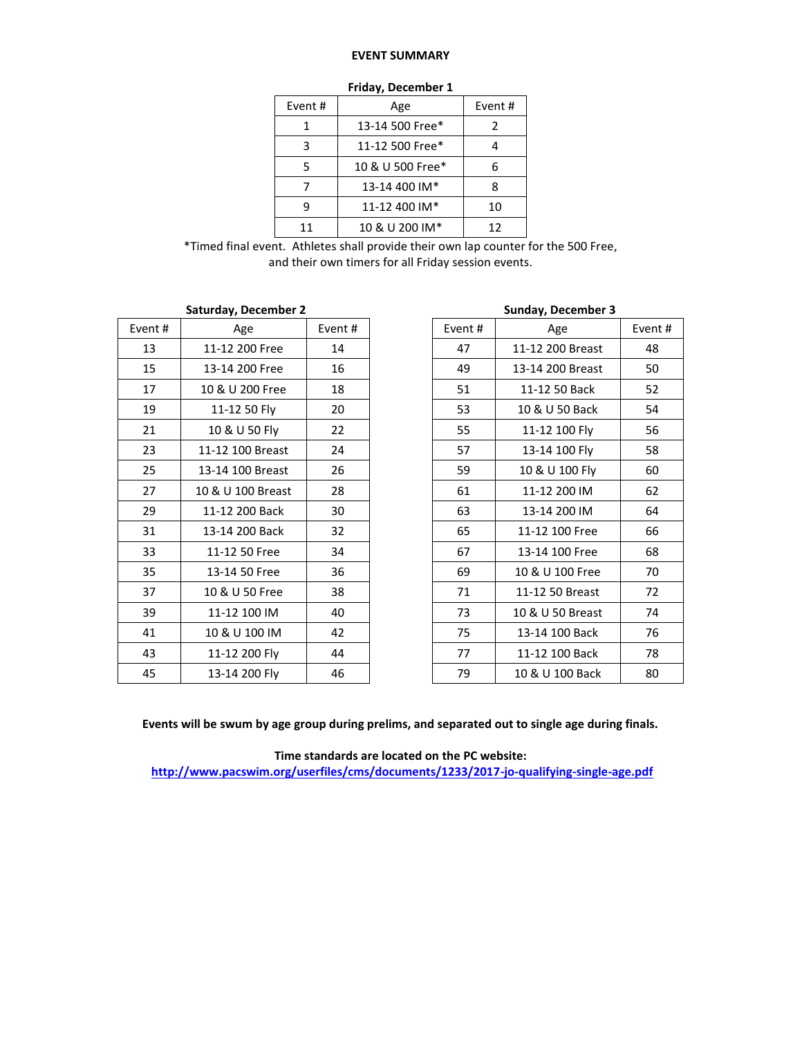# EVENT SUMMARY

**Friday, December 1**

| Event # | Age | Event # |
|---|---|---|
| 1 | 13-14 500 Free* | 2 |
| 3 | 11-12 500 Free* | 4 |
| 5 | 10 & U 500 Free* | 6 |
| 7 | 13-14 400 IM* | 8 |
| 9 | 11-12 400 IM* | 10 |
| 11 | 10 & U 200 IM* | 12 |

*Timed final event. Athletes shall provide their own lap counter for the 500 Free, and their own timers for all Friday session events.

**Saturday, December 2**

| Event # | Age | Event # |
|---|---|---|
| 13 | 11-12 200 Free | 14 |
| 15 | 13-14 200 Free | 16 |
| 17 | 10 & U 200 Free | 18 |
| 19 | 11-12 50 Fly | 20 |
| 21 | 10 & U 50 Fly | 22 |
| 23 | 11-12 100 Breast | 24 |
| 25 | 13-14 100 Breast | 26 |
| 27 | 10 & U 100 Breast | 28 |
| 29 | 11-12 200 Back | 30 |
| 31 | 13-14 200 Back | 32 |
| 33 | 11-12 50 Free | 34 |
| 35 | 13-14 50 Free | 36 |
| 37 | 10 & U 50 Free | 38 |
| 39 | 11-12 100 IM | 40 |
| 41 | 10 & U 100 IM | 42 |
| 43 | 11-12 200 Fly | 44 |
| 45 | 13-14 200 Fly | 46 |

**Sunday, December 3**

| Event # | Age | Event # |
|---|---|---|
| 47 | 11-12 200 Breast | 48 |
| 49 | 13-14 200 Breast | 50 |
| 51 | 11-12 50 Back | 52 |
| 53 | 10 & U 50 Back | 54 |
| 55 | 11-12 100 Fly | 56 |
| 57 | 13-14 100 Fly | 58 |
| 59 | 10 & U 100 Fly | 60 |
| 61 | 11-12 200 IM | 62 |
| 63 | 13-14 200 IM | 64 |
| 65 | 11-12 100 Free | 66 |
| 67 | 13-14 100 Free | 68 |
| 69 | 10 & U 100 Free | 70 |
| 71 | 11-12 50 Breast | 72 |
| 73 | 10 & U 50 Breast | 74 |
| 75 | 13-14 100 Back | 76 |
| 77 | 11-12 100 Back | 78 |
| 79 | 10 & U 100 Back | 80 |

**Events will be swum by age group during prelims, and separated out to single age during finals.**

**Time standards are located on the PC website:**
[http://www.pacswim.org/userfiles/cms/documents/1233/2017-jo-qualifying-single-age.pdf](http://www.pacswim.org/userfiles/cms/documents/1233/2017-jo-qualifying-single-age.pdf)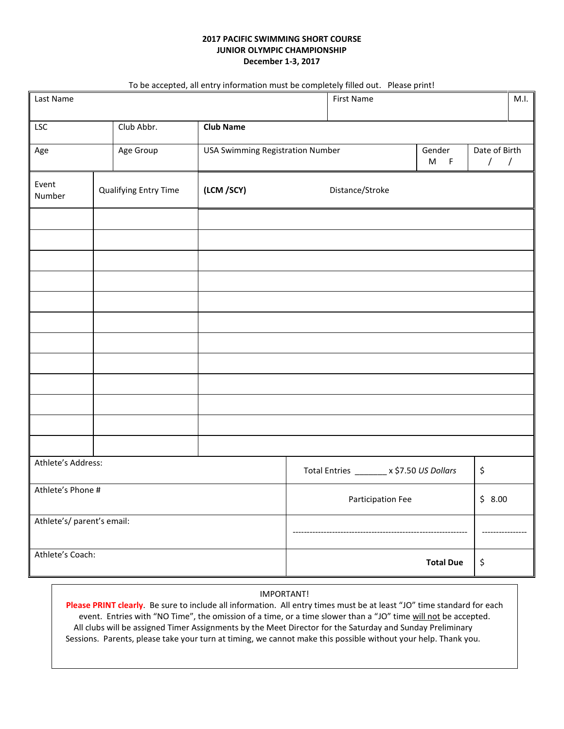**2017 PACIFIC SWIMMING SHORT COURSE**
**JUNIOR OLYMPIC CHAMPIONSHIP**
**December 1-3, 2017**

To be accepted, all entry information must be completely filled out. Please print!

| Last Name | | | First Name | | M.I. |
|---|---|---|---|---|---|
| LSC | Club Abbr. | **Club Name** | | | |
| Age | Age Group | USA Swimming Registration Number | | Gender M F | Date of Birth / / |

| Event Number | Qualifying Entry Time | **(LCM /SCY)** Distance/Stroke |
|---|---|---|
| | | |
| | | |
| | | |
| | | |
| | | |
| | | |
| | | |
| | | |
| | | |
| | | |
| | | |
| | | |

| | | |
|---|---|---|
| Athlete's Address: | Total Entries _______ x $7.50 *US Dollars* | $ |
| Athlete's Phone # | Participation Fee | $ 8.00 |
| Athlete's/ parent's email: | ------------------------------------------------------------- | --------------- |
| Athlete's Coach: | **Total Due** | $ |

IMPORTANT!

**Please PRINT clearly**. Be sure to include all information. All entry times must be at least "JO" time standard for each event. Entries with "NO Time", the omission of a time, or a time slower than a "JO" time will not be accepted. All clubs will be assigned Timer Assignments by the Meet Director for the Saturday and Sunday Preliminary Sessions. Parents, please take your turn at timing, we cannot make this possible without your help. Thank you.